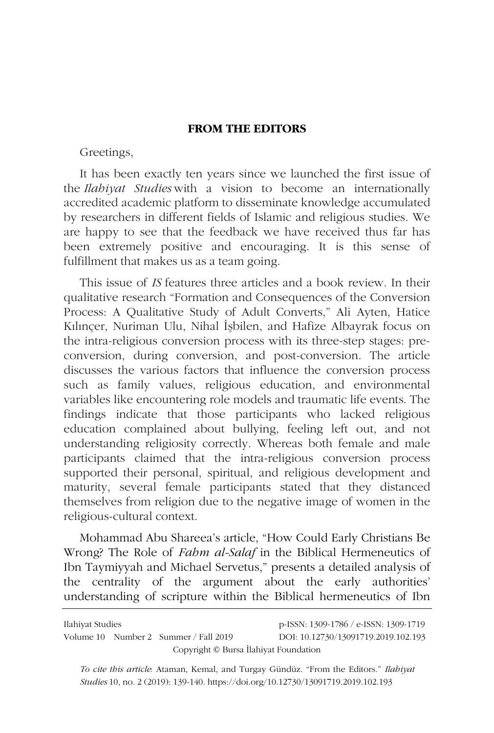## FROM THE EDITORS

Greetings,

It has been exactly ten years since we launched the first issue of the *Ilahiyat Studies* with a vision to become an internationally accredited academic platform to disseminate knowledge accumulated by researchers in different fields of Islamic and religious studies. We are happy to see that the feedback we have received thus far has been extremely positive and encouraging. It is this sense of fulfillment that makes us as a team going.

This issue of *IS* features three articles and a book review. In their qualitative research "Formation and Consequences of the Conversion Process: A Qualitative Study of Adult Converts," Ali Ayten, Hatice Kılınçer, Nuriman Ulu, Nihal İşbilen, and Hafize Albayrak focus on the intra-religious conversion process with its three-step stages: pre-conversion, during conversion, and post-conversion. The article discusses the various factors that influence the conversion process such as family values, religious education, and environmental variables like encountering role models and traumatic life events. The findings indicate that those participants who lacked religious education complained about bullying, feeling left out, and not understanding religiosity correctly. Whereas both female and male participants claimed that the intra-religious conversion process supported their personal, spiritual, and religious development and maturity, several female participants stated that they distanced themselves from religion due to the negative image of women in the religious-cultural context.

Mohammad Abu Shareea's article, "How Could Early Christians Be Wrong? The Role of *Fahm al-Salaf* in the Biblical Hermeneutics of Ibn Taymiyyah and Michael Servetus," presents a detailed analysis of the centrality of the argument about the early authorities' understanding of scripture within the Biblical hermeneutics of Ibn

---

Ilahiyat Studies p-ISSN: 1309-1786 / e-ISSN: 1309-1719
Volume 10 Number 2 Summer / Fall 2019 DOI: 10.12730/13091719.2019.102.193
Copyright © Bursa İlahiyat Foundation

*To cite this article*: Ataman, Kemal, and Turgay Gündüz. "From the Editors." *Ilahiyat Studies* 10, no. 2 (2019): 139-140. https://doi.org/10.12730/13091719.2019.102.193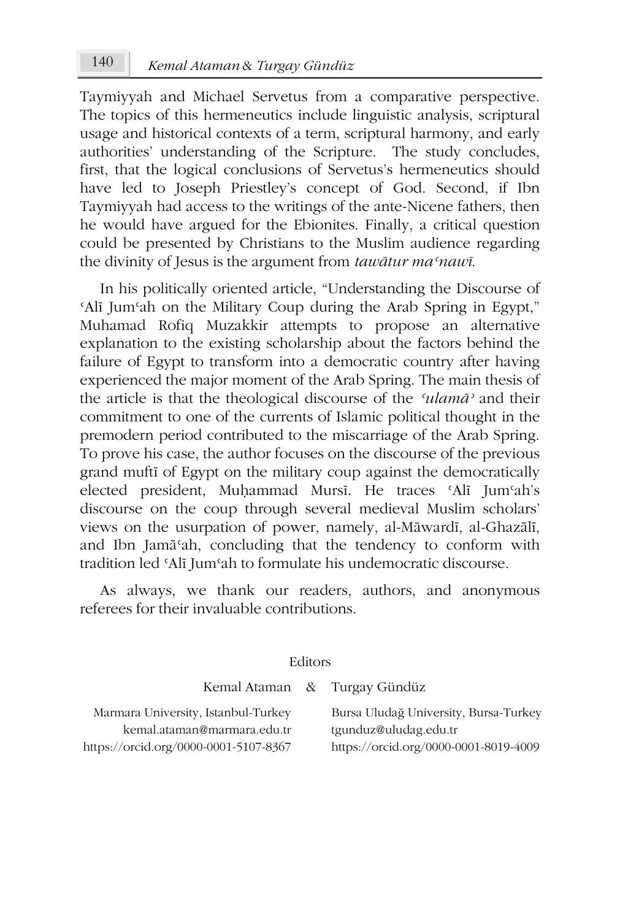Taymiyyah and Michael Servetus from a comparative perspective. The topics of this hermeneutics include linguistic analysis, scriptural usage and historical contexts of a term, scriptural harmony, and early authorities' understanding of the Scripture. The study concludes, first, that the logical conclusions of Servetus's hermeneutics should have led to Joseph Priestley's concept of God. Second, if Ibn Taymiyyah had access to the writings of the ante-Nicene fathers, then he would have argued for the Ebionites. Finally, a critical question could be presented by Christians to the Muslim audience regarding the divinity of Jesus is the argument from *tawātur maʿnawī*.

In his politically oriented article, "Understanding the Discourse of ʿAlī Jumʿah on the Military Coup during the Arab Spring in Egypt," Muhamad Rofiq Muzakkir attempts to propose an alternative explanation to the existing scholarship about the factors behind the failure of Egypt to transform into a democratic country after having experienced the major moment of the Arab Spring. The main thesis of the article is that the theological discourse of the *ʿulamāʾ* and their commitment to one of the currents of Islamic political thought in the premodern period contributed to the miscarriage of the Arab Spring. To prove his case, the author focuses on the discourse of the previous grand muftī of Egypt on the military coup against the democratically elected president, Muḥammad Mursī. He traces ʿAlī Jumʿah's discourse on the coup through several medieval Muslim scholars' views on the usurpation of power, namely, al-Māwardī, al-Ghazālī, and Ibn Jamāʿah, concluding that the tendency to conform with tradition led ʿAlī Jumʿah to formulate his undemocratic discourse.

As always, we thank our readers, authors, and anonymous referees for their invaluable contributions.

Editors

Kemal Ataman & Turgay Gündüz

Marmara University, Istanbul-Turkey
kemal.ataman@marmara.edu.tr
https://orcid.org/0000-0001-5107-8367

Bursa Uludağ University, Bursa-Turkey
tgunduz@uludag.edu.tr
https://orcid.org/0000-0001-8019-4009